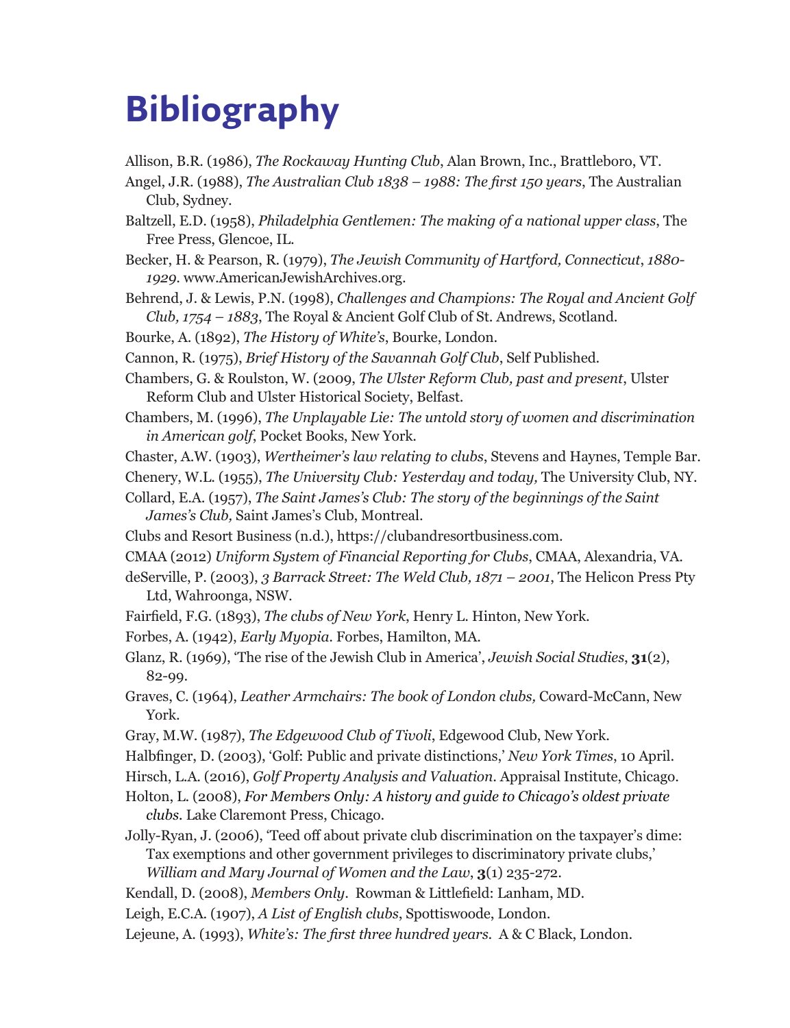# Bibliography

Allison, B.R. (1986), *The Rockaway Hunting Club*, Alan Brown, Inc., Brattleboro, VT.

Angel, J.R. (1988), *The Australian Club 1838 – 1988: The first 150 years*, The Australian Club, Sydney.

Baltzell, E.D. (1958), *Philadelphia Gentlemen: The making of a national upper class*, The Free Press, Glencoe, IL.

Becker, H. & Pearson, R. (1979), *The Jewish Community of Hartford, Connecticut, 1880-1929*. www.AmericanJewishArchives.org.

Behrend, J. & Lewis, P.N. (1998), *Challenges and Champions: The Royal and Ancient Golf Club, 1754 – 1883*, The Royal & Ancient Golf Club of St. Andrews, Scotland.

Bourke, A. (1892), *The History of White's*, Bourke, London.

Cannon, R. (1975), *Brief History of the Savannah Golf Club*, Self Published.

Chambers, G. & Roulston, W. (2009, *The Ulster Reform Club, past and present*, Ulster Reform Club and Ulster Historical Society, Belfast.

Chambers, M. (1996), *The Unplayable Lie: The untold story of women and discrimination in American golf*, Pocket Books, New York.

Chaster, A.W. (1903), *Wertheimer's law relating to clubs*, Stevens and Haynes, Temple Bar.

Chenery, W.L. (1955), *The University Club: Yesterday and today,* The University Club, NY.

Collard, E.A. (1957), *The Saint James's Club: The story of the beginnings of the Saint James's Club,* Saint James's Club, Montreal.

Clubs and Resort Business (n.d.), https://clubandresortbusiness.com.

CMAA (2012) *Uniform System of Financial Reporting for Clubs*, CMAA, Alexandria, VA.

deServille, P. (2003), *3 Barrack Street: The Weld Club, 1871 – 2001*, The Helicon Press Pty Ltd, Wahroonga, NSW.

Fairfield, F.G. (1893), *The clubs of New York*, Henry L. Hinton, New York.

Forbes, A. (1942), *Early Myopia*. Forbes, Hamilton, MA.

Glanz, R. (1969), 'The rise of the Jewish Club in America', *Jewish Social Studies*, **31**(2), 82-99.

Graves, C. (1964), *Leather Armchairs: The book of London clubs,* Coward-McCann, New York.

Gray, M.W. (1987), *The Edgewood Club of Tivoli*, Edgewood Club, New York.

Halbfinger, D. (2003), 'Golf: Public and private distinctions,' *New York Times*, 10 April.

Hirsch, L.A. (2016), *Golf Property Analysis and Valuation*. Appraisal Institute, Chicago.

Holton, L. (2008), *For Members Only: A history and guide to Chicago's oldest private clubs*. Lake Claremont Press, Chicago.

Jolly-Ryan, J. (2006), 'Teed off about private club discrimination on the taxpayer's dime: Tax exemptions and other government privileges to discriminatory private clubs,' *William and Mary Journal of Women and the Law*, **3**(1) 235-272.

Kendall, D. (2008), *Members Only*. Rowman & Littlefield: Lanham, MD.

Leigh, E.C.A. (1907), *A List of English clubs*, Spottiswoode, London.

Lejeune, A. (1993), *White's: The first three hundred years*. A & C Black, London.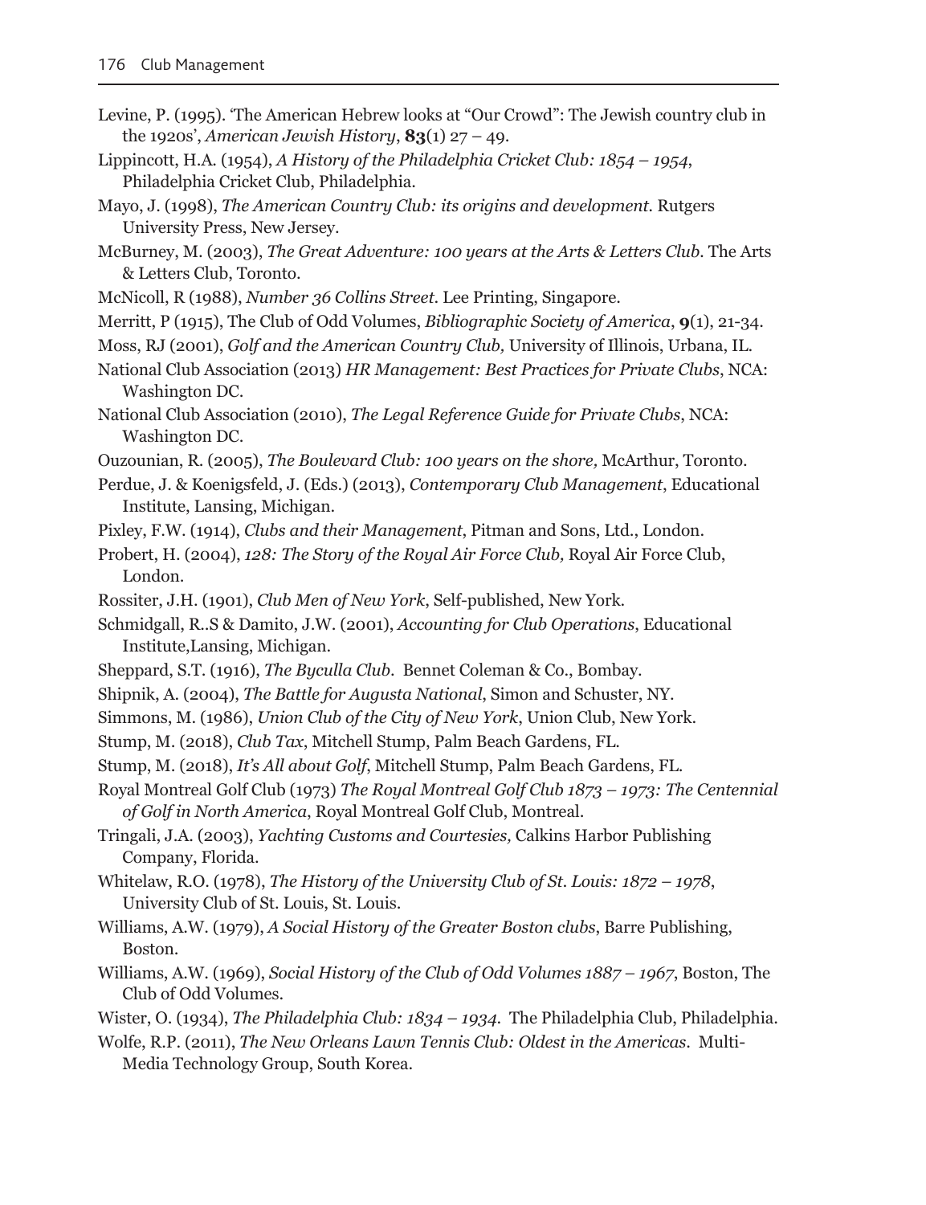Levine, P. (1995). 'The American Hebrew looks at "Our Crowd": The Jewish country club in the 1920s', *American Jewish History*, **83**(1) 27 – 49.

Lippincott, H.A. (1954), *A History of the Philadelphia Cricket Club: 1854 – 1954*, Philadelphia Cricket Club, Philadelphia.

Mayo, J. (1998), *The American Country Club: its origins and development.* Rutgers University Press, New Jersey.

McBurney, M. (2003), *The Great Adventure: 100 years at the Arts & Letters Club*. The Arts & Letters Club, Toronto.

McNicoll, R (1988), *Number 36 Collins Street*. Lee Printing, Singapore.

Merritt, P (1915), The Club of Odd Volumes, *Bibliographic Society of America*, **9**(1), 21-34.

Moss, RJ (2001), *Golf and the American Country Club,* University of Illinois, Urbana, IL.

National Club Association (2013) *HR Management: Best Practices for Private Clubs*, NCA: Washington DC.

National Club Association (2010), *The Legal Reference Guide for Private Clubs*, NCA: Washington DC.

Ouzounian, R. (2005), *The Boulevard Club: 100 years on the shore,* McArthur, Toronto.

Perdue, J. & Koenigsfeld, J. (Eds.) (2013), *Contemporary Club Management*, Educational Institute, Lansing, Michigan.

Pixley, F.W. (1914), *Clubs and their Management*, Pitman and Sons, Ltd., London.

Probert, H. (2004), *128: The Story of the Royal Air Force Club,* Royal Air Force Club, London.

Rossiter, J.H. (1901), *Club Men of New York*, Self-published, New York.

Schmidgall, R..S & Damito, J.W. (2001), *Accounting for Club Operations*, Educational Institute,Lansing, Michigan.

Sheppard, S.T. (1916), *The Byculla Club*. Bennet Coleman & Co., Bombay.

Shipnik, A. (2004), *The Battle for Augusta National*, Simon and Schuster, NY.

Simmons, M. (1986), *Union Club of the City of New York*, Union Club, New York.

Stump, M. (2018), *Club Tax*, Mitchell Stump, Palm Beach Gardens, FL.

Stump, M. (2018), *It's All about Golf*, Mitchell Stump, Palm Beach Gardens, FL.

Royal Montreal Golf Club (1973) *The Royal Montreal Golf Club 1873 – 1973: The Centennial of Golf in North America*, Royal Montreal Golf Club, Montreal.

Tringali, J.A. (2003), *Yachting Customs and Courtesies,* Calkins Harbor Publishing Company, Florida.

Whitelaw, R.O. (1978), *The History of the University Club of St. Louis: 1872 – 1978*, University Club of St. Louis, St. Louis.

Williams, A.W. (1979), *A Social History of the Greater Boston clubs*, Barre Publishing, Boston.

Williams, A.W. (1969), *Social History of the Club of Odd Volumes 1887 – 1967*, Boston, The Club of Odd Volumes.

Wister, O. (1934), *The Philadelphia Club: 1834 – 1934.* The Philadelphia Club, Philadelphia.

Wolfe, R.P. (2011), *The New Orleans Lawn Tennis Club: Oldest in the Americas*. Multi-Media Technology Group, South Korea.